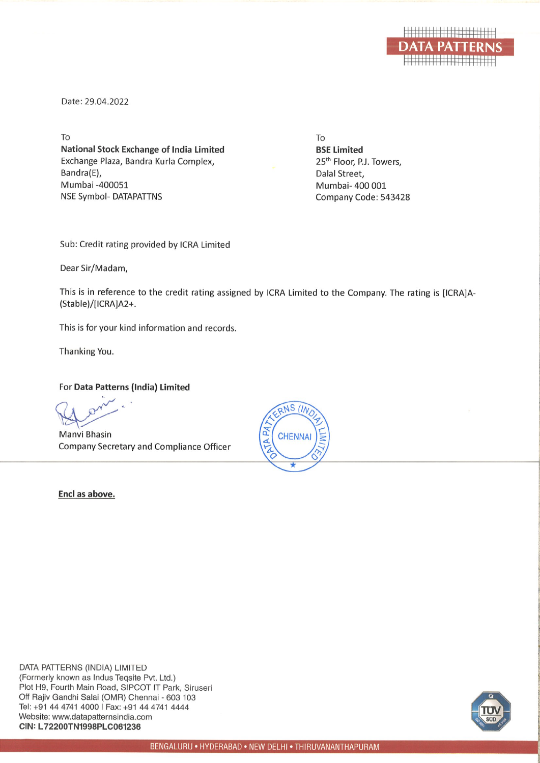Date: 29.04.2022

To
**National Stock Exchange of India Limited**
Exchange Plaza, Bandra Kurla Complex,
Bandra(E),
Mumbai -400051
NSE Symbol- DATAPATTNS

To
**BSE Limited**
25th Floor, P.J. Towers,
Dalal Street,
Mumbai- 400 001
Company Code: 543428

Sub: Credit rating provided by ICRA Limited

Dear Sir/Madam,

This is in reference to the credit rating assigned by ICRA Limited to the Company. The rating is [ICRA]A-(Stable)/[ICRA]A2+.

This is for your kind information and records.

Thanking You.

For **Data Patterns (India) Limited**

Manvi Bhasin
Company Secretary and Compliance Officer

**Encl as above.**

DATA PATTERNS (INDIA) LIMITED
(Formerly known as Indus Teqsite Pvt. Ltd.)
Plot H9, Fourth Main Road, SIPCOT IT Park, Siruseri
Off Rajiv Gandhi Salai (OMR) Chennai - 603 103
Tel: +91 44 4741 4000 | Fax: +91 44 4741 4444
Website: www.datapatternsindia.com
**CIN: L72200TN1998PLC061236**

BENGALURU • HYDERABAD • NEW DELHI • THIRUVANANTHAPURAM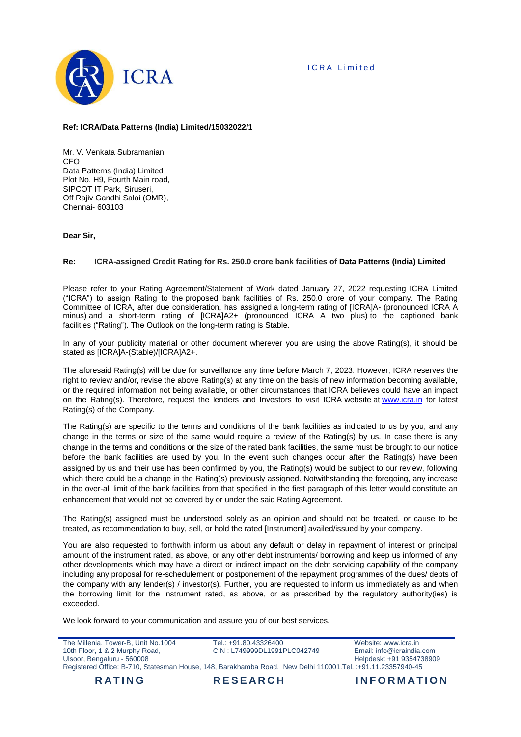**Ref: ICRA/Data Patterns (India) Limited/15032022/1**

Mr. V. Venkata Subramanian
CFO
Data Patterns (India) Limited
Plot No. H9, Fourth Main road,
SIPCOT IT Park, Siruseri,
Off Rajiv Gandhi Salai (OMR),
Chennai- 603103

**Dear Sir,**

**Re: ICRA-assigned Credit Rating for Rs. 250.0 crore bank facilities of Data Patterns (India) Limited**

Please refer to your Rating Agreement/Statement of Work dated January 27, 2022 requesting ICRA Limited ("ICRA") to assign Rating to the proposed bank facilities of Rs. 250.0 crore of your company. The Rating Committee of ICRA, after due consideration, has assigned a long-term rating of [ICRA]A- (pronounced ICRA A minus) and a short-term rating of [ICRA]A2+ (pronounced ICRA A two plus) to the captioned bank facilities ("Rating"). The Outlook on the long-term rating is Stable.

In any of your publicity material or other document wherever you are using the above Rating(s), it should be stated as [ICRA]A-(Stable)/[ICRA]A2+.

The aforesaid Rating(s) will be due for surveillance any time before March 7, 2023. However, ICRA reserves the right to review and/or, revise the above Rating(s) at any time on the basis of new information becoming available, or the required information not being available, or other circumstances that ICRA believes could have an impact on the Rating(s). Therefore, request the lenders and Investors to visit ICRA website at www.icra.in for latest Rating(s) of the Company.

The Rating(s) are specific to the terms and conditions of the bank facilities as indicated to us by you, and any change in the terms or size of the same would require a review of the Rating(s) by us. In case there is any change in the terms and conditions or the size of the rated bank facilities, the same must be brought to our notice before the bank facilities are used by you. In the event such changes occur after the Rating(s) have been assigned by us and their use has been confirmed by you, the Rating(s) would be subject to our review, following which there could be a change in the Rating(s) previously assigned. Notwithstanding the foregoing, any increase in the over-all limit of the bank facilities from that specified in the first paragraph of this letter would constitute an enhancement that would not be covered by or under the said Rating Agreement.

The Rating(s) assigned must be understood solely as an opinion and should not be treated, or cause to be treated, as recommendation to buy, sell, or hold the rated [Instrument] availed/issued by your company.

You are also requested to forthwith inform us about any default or delay in repayment of interest or principal amount of the instrument rated, as above, or any other debt instruments/ borrowing and keep us informed of any other developments which may have a direct or indirect impact on the debt servicing capability of the company including any proposal for re-schedulement or postponement of the repayment programmes of the dues/ debts of the company with any lender(s) / investor(s). Further, you are requested to inform us immediately as and when the borrowing limit for the instrument rated, as above, or as prescribed by the regulatory authority(ies) is exceeded.

We look forward to your communication and assure you of our best services.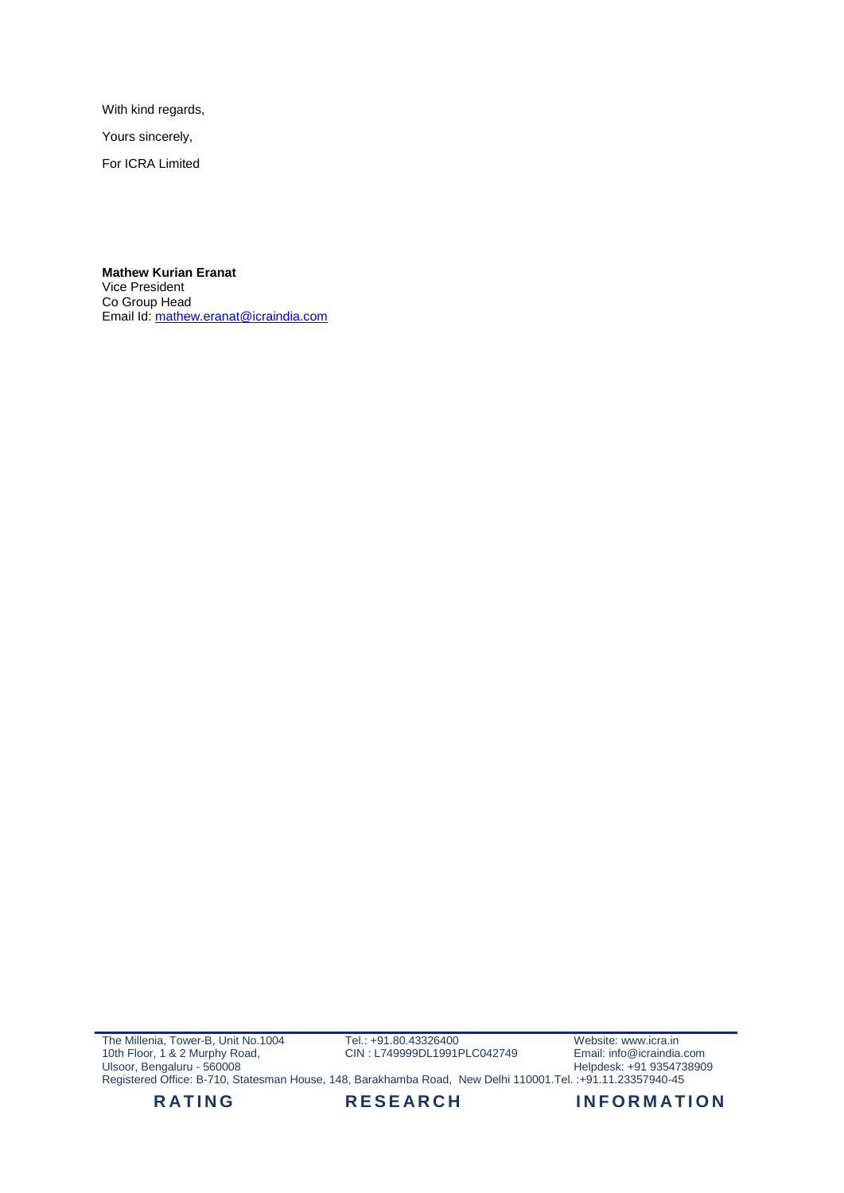With kind regards,

Yours sincerely,

For ICRA Limited

**Mathew Kurian Eranat**
Vice President
Co Group Head
Email Id: mathew.eranat@icraindia.com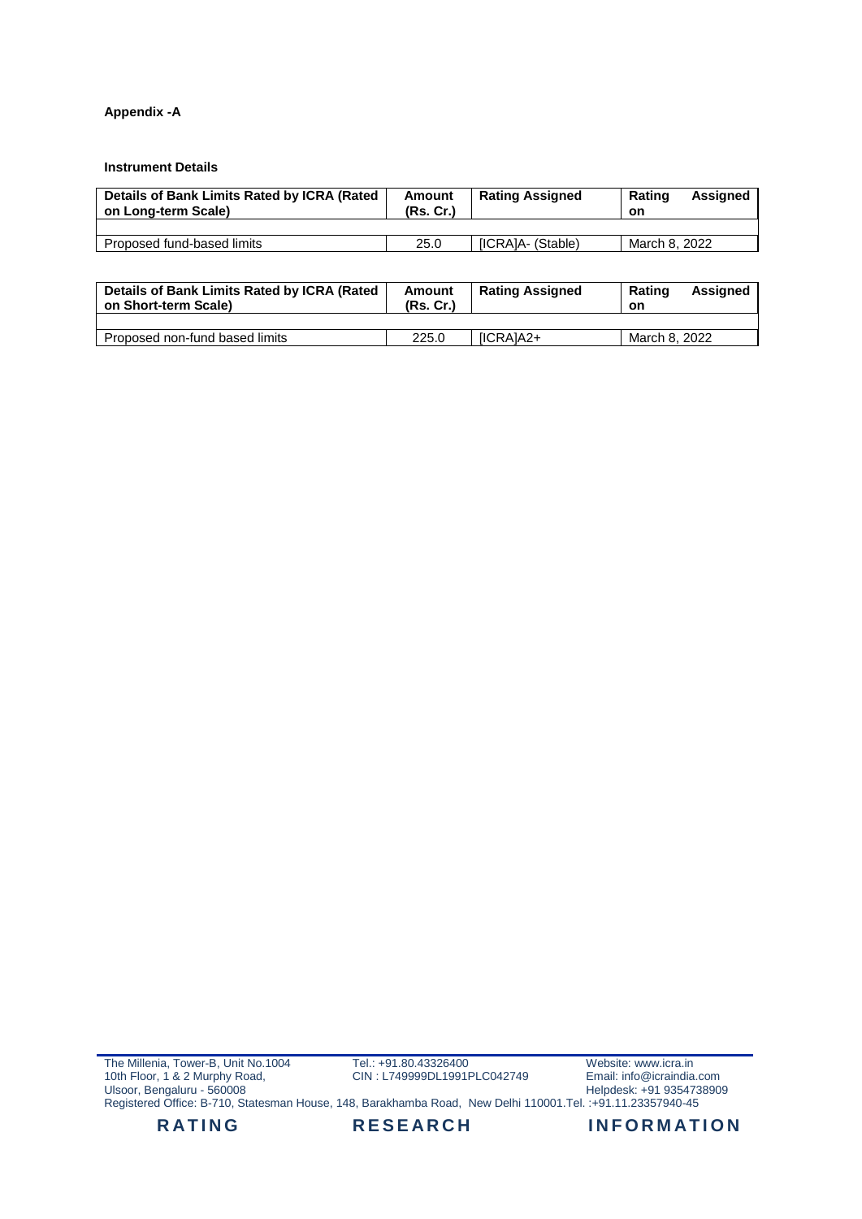**Appendix -A**

**Instrument Details**

| Details of Bank Limits Rated by ICRA (Rated on Long-term Scale) | Amount (Rs. Cr.) | Rating Assigned | Rating Assigned on |
|---|---|---|---|
| Proposed fund-based limits | 25.0 | [ICRA]A- (Stable) | March 8, 2022 |

| Details of Bank Limits Rated by ICRA (Rated on Short-term Scale) | Amount (Rs. Cr.) | Rating Assigned | Rating Assigned on |
|---|---|---|---|
| Proposed non-fund based limits | 225.0 | [ICRA]A2+ | March 8, 2022 |